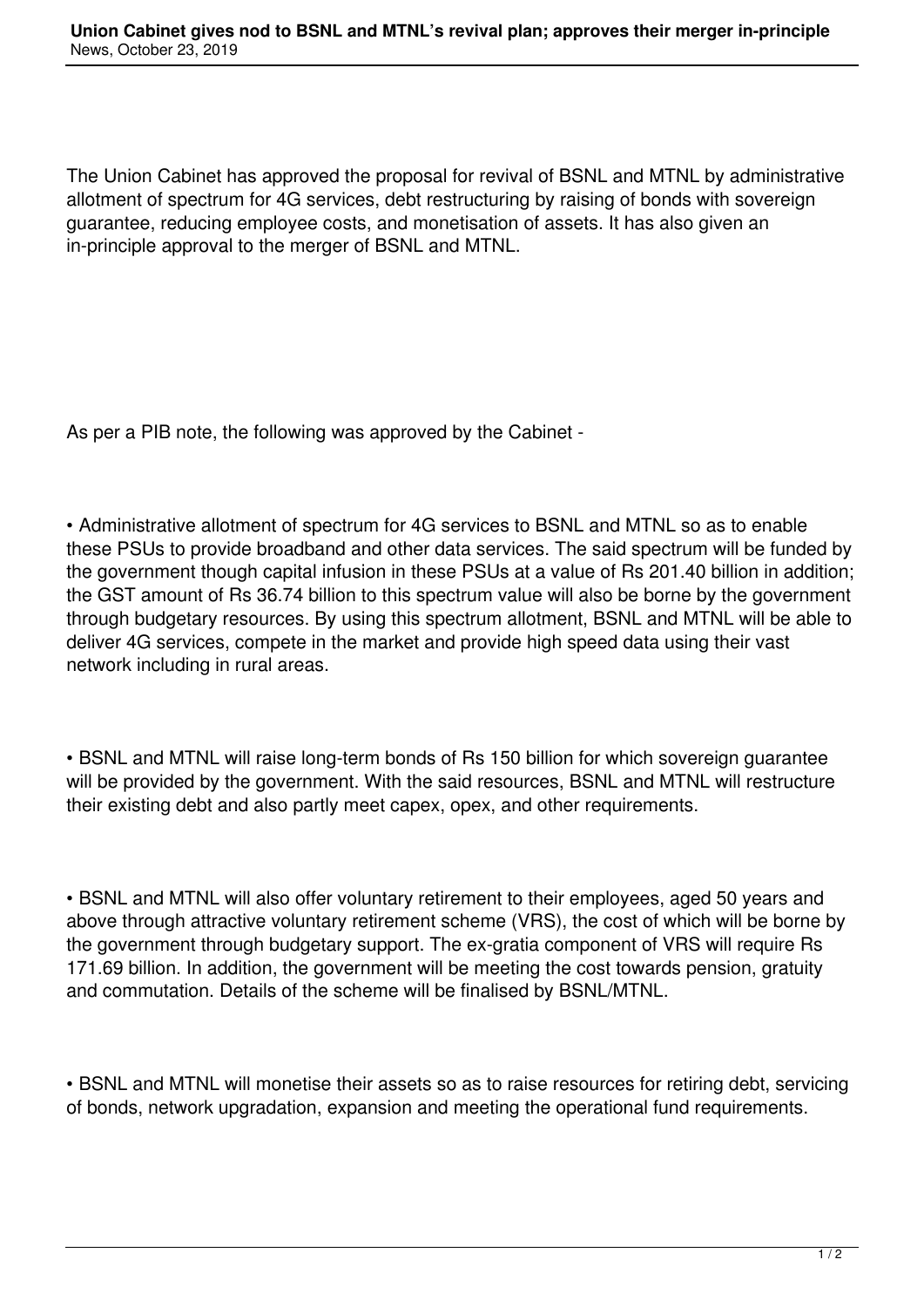The Union Cabinet has approved the proposal for revival of BSNL and MTNL by administrative allotment of spectrum for 4G services, debt restructuring by raising of bonds with sovereign guarantee, reducing employee costs, and monetisation of assets. It has also given an in-principle approval to the merger of BSNL and MTNL.

As per a PIB note, the following was approved by the Cabinet -

- Administrative allotment of spectrum for 4G services to BSNL and MTNL so as to enable these PSUs to provide broadband and other data services. The said spectrum will be funded by the government though capital infusion in these PSUs at a value of Rs 201.40 billion in addition; the GST amount of Rs 36.74 billion to this spectrum value will also be borne by the government through budgetary resources. By using this spectrum allotment, BSNL and MTNL will be able to deliver 4G services, compete in the market and provide high speed data using their vast network including in rural areas.

- BSNL and MTNL will raise long-term bonds of Rs 150 billion for which sovereign guarantee will be provided by the government. With the said resources, BSNL and MTNL will restructure their existing debt and also partly meet capex, opex, and other requirements.

- BSNL and MTNL will also offer voluntary retirement to their employees, aged 50 years and above through attractive voluntary retirement scheme (VRS), the cost of which will be borne by the government through budgetary support. The ex-gratia component of VRS will require Rs 171.69 billion. In addition, the government will be meeting the cost towards pension, gratuity and commutation. Details of the scheme will be finalised by BSNL/MTNL.

- BSNL and MTNL will monetise their assets so as to raise resources for retiring debt, servicing of bonds, network upgradation, expansion and meeting the operational fund requirements.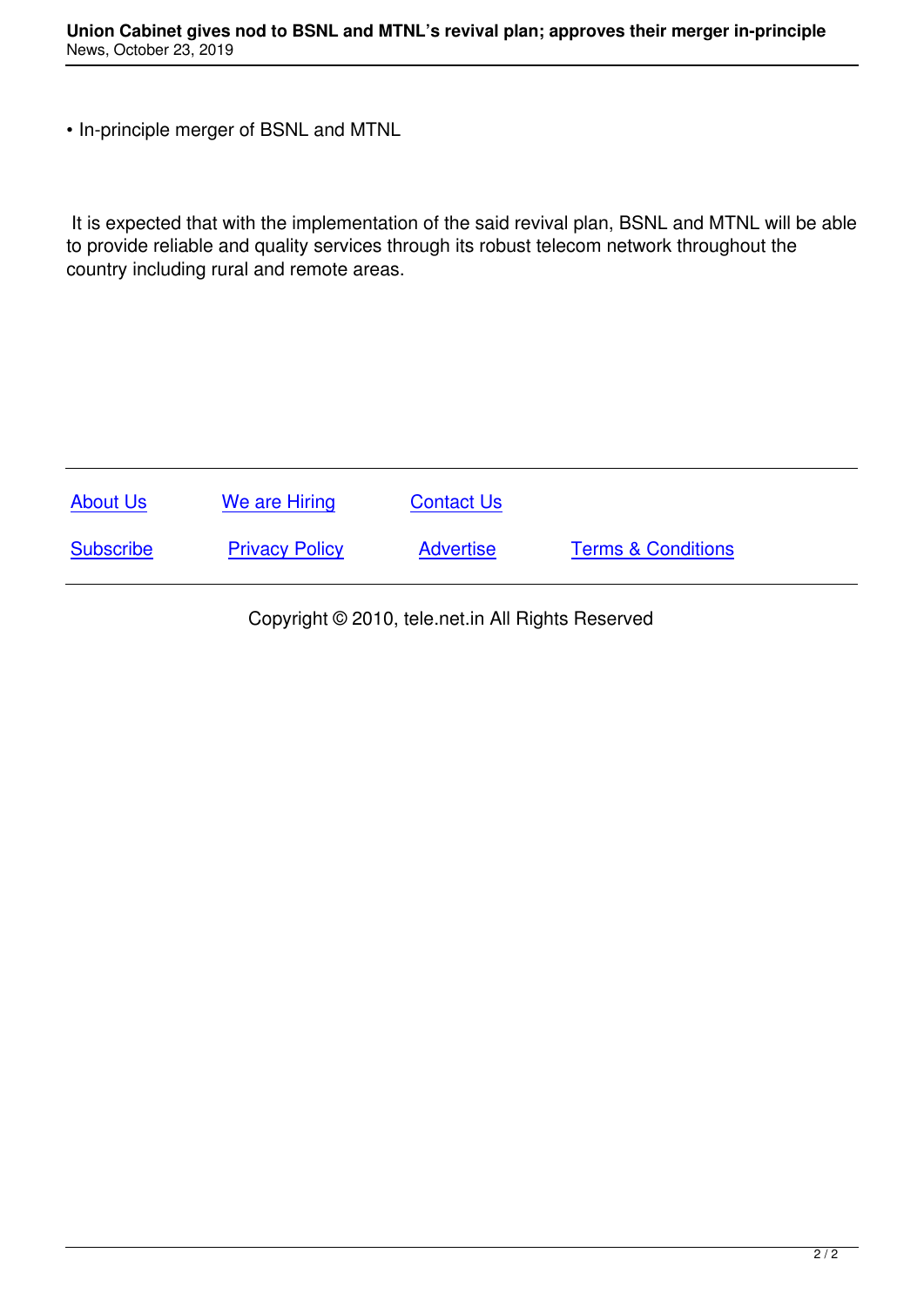• In-principle merger of BSNL and MTNL

It is expected that with the implementation of the said revival plan, BSNL and MTNL will be able to provide reliable and quality services through its robust telecom network throughout the country including rural and remote areas.

| | | | |
|---|---|---|---|
| About Us | We are Hiring | Contact Us | |
| Subscribe | Privacy Policy | Advertise | Terms & Conditions |

Copyright © 2010, tele.net.in All Rights Reserved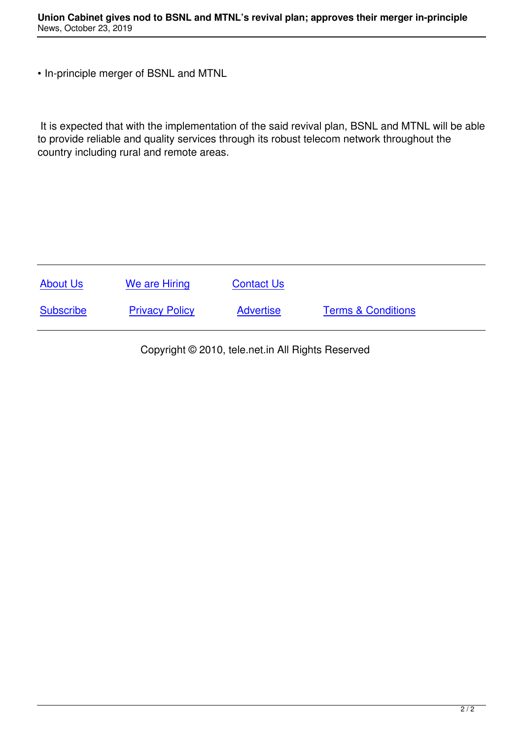• In-principle merger of BSNL and MTNL

It is expected that with the implementation of the said revival plan, BSNL and MTNL will be able to provide reliable and quality services through its robust telecom network throughout the country including rural and remote areas.

About Us　　We are Hiring　　Contact Us

Subscribe　　Privacy Policy　　Advertise　　Terms & Conditions

Copyright © 2010, tele.net.in All Rights Reserved